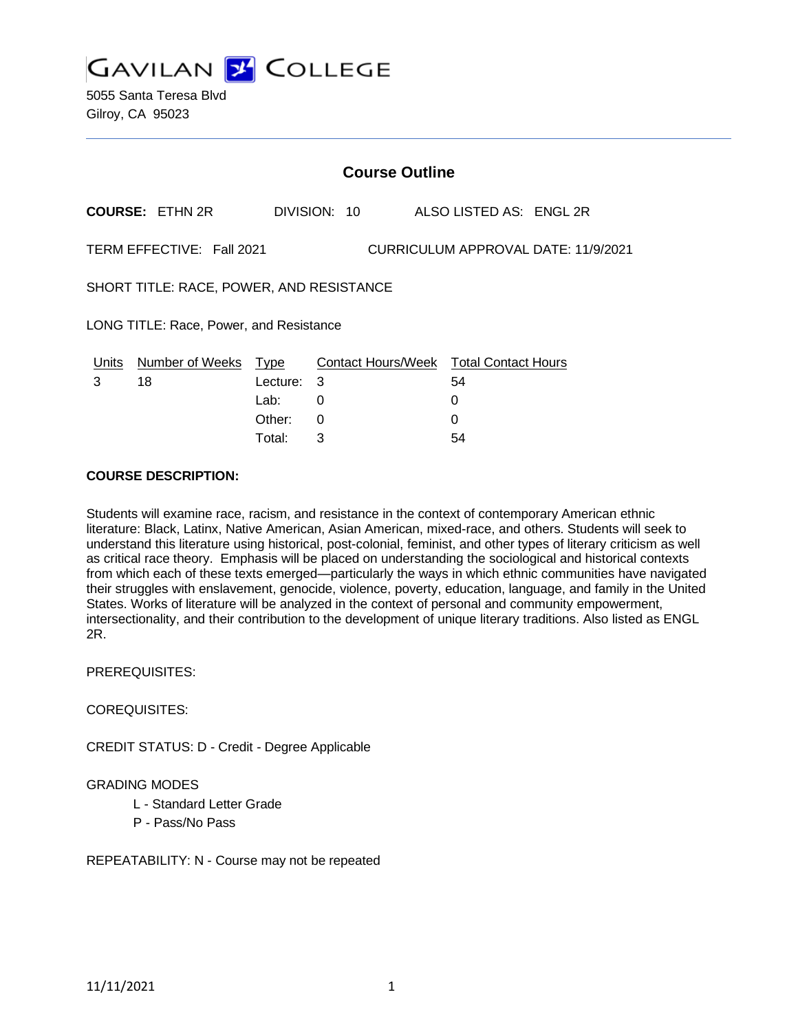GAVILAN COLLEGE

5055 Santa Teresa Blvd
Gilroy, CA 95023

## Course Outline

**COURSE:** ETHN 2R DIVISION: 10 ALSO LISTED AS: ENGL 2R

TERM EFFECTIVE: Fall 2021 CURRICULUM APPROVAL DATE: 11/9/2021

SHORT TITLE: RACE, POWER, AND RESISTANCE

LONG TITLE: Race, Power, and Resistance

| Units | Number of Weeks | Type | Contact Hours/Week | Total Contact Hours |
|---|---|---|---|---|
| 3 | 18 | Lecture: | 3 | 54 |
| | | Lab: | 0 | 0 |
| | | Other: | 0 | 0 |
| | | Total: | 3 | 54 |

**COURSE DESCRIPTION:**

Students will examine race, racism, and resistance in the context of contemporary American ethnic literature: Black, Latinx, Native American, Asian American, mixed-race, and others. Students will seek to understand this literature using historical, post-colonial, feminist, and other types of literary criticism as well as critical race theory. Emphasis will be placed on understanding the sociological and historical contexts from which each of these texts emerged—particularly the ways in which ethnic communities have navigated their struggles with enslavement, genocide, violence, poverty, education, language, and family in the United States. Works of literature will be analyzed in the context of personal and community empowerment, intersectionality, and their contribution to the development of unique literary traditions. Also listed as ENGL 2R.

PREREQUISITES:

COREQUISITES:

CREDIT STATUS: D - Credit - Degree Applicable

GRADING MODES

- L - Standard Letter Grade
- P - Pass/No Pass

REPEATABILITY: N - Course may not be repeated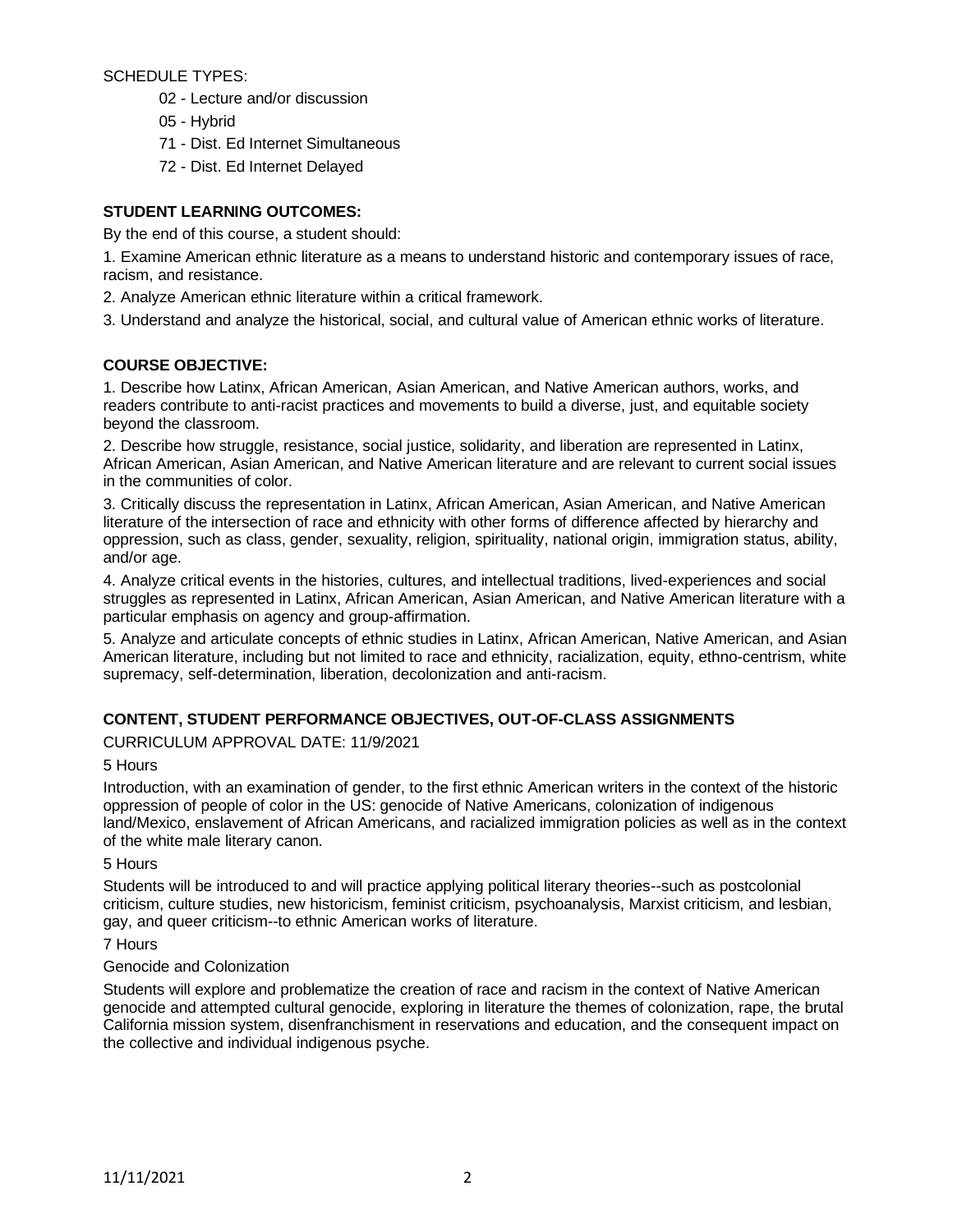SCHEDULE TYPES:

- 02 - Lecture and/or discussion
- 05 - Hybrid
- 71 - Dist. Ed Internet Simultaneous
- 72 - Dist. Ed Internet Delayed

**STUDENT LEARNING OUTCOMES:**

By the end of this course, a student should:

1. Examine American ethnic literature as a means to understand historic and contemporary issues of race, racism, and resistance.
2. Analyze American ethnic literature within a critical framework.
3. Understand and analyze the historical, social, and cultural value of American ethnic works of literature.

**COURSE OBJECTIVE:**

1. Describe how Latinx, African American, Asian American, and Native American authors, works, and readers contribute to anti-racist practices and movements to build a diverse, just, and equitable society beyond the classroom.
2. Describe how struggle, resistance, social justice, solidarity, and liberation are represented in Latinx, African American, Asian American, and Native American literature and are relevant to current social issues in the communities of color.
3. Critically discuss the representation in Latinx, African American, Asian American, and Native American literature of the intersection of race and ethnicity with other forms of difference affected by hierarchy and oppression, such as class, gender, sexuality, religion, spirituality, national origin, immigration status, ability, and/or age.
4. Analyze critical events in the histories, cultures, and intellectual traditions, lived-experiences and social struggles as represented in Latinx, African American, Asian American, and Native American literature with a particular emphasis on agency and group-affirmation.
5. Analyze and articulate concepts of ethnic studies in Latinx, African American, Native American, and Asian American literature, including but not limited to race and ethnicity, racialization, equity, ethno-centrism, white supremacy, self-determination, liberation, decolonization and anti-racism.

**CONTENT, STUDENT PERFORMANCE OBJECTIVES, OUT-OF-CLASS ASSIGNMENTS**

CURRICULUM APPROVAL DATE: 11/9/2021

5 Hours

Introduction, with an examination of gender, to the first ethnic American writers in the context of the historic oppression of people of color in the US: genocide of Native Americans, colonization of indigenous land/Mexico, enslavement of African Americans, and racialized immigration policies as well as in the context of the white male literary canon.

5 Hours

Students will be introduced to and will practice applying political literary theories--such as postcolonial criticism, culture studies, new historicism, feminist criticism, psychoanalysis, Marxist criticism, and lesbian, gay, and queer criticism--to ethnic American works of literature.

7 Hours

Genocide and Colonization

Students will explore and problematize the creation of race and racism in the context of Native American genocide and attempted cultural genocide, exploring in literature the themes of colonization, rape, the brutal California mission system, disenfranchisment in reservations and education, and the consequent impact on the collective and individual indigenous psyche.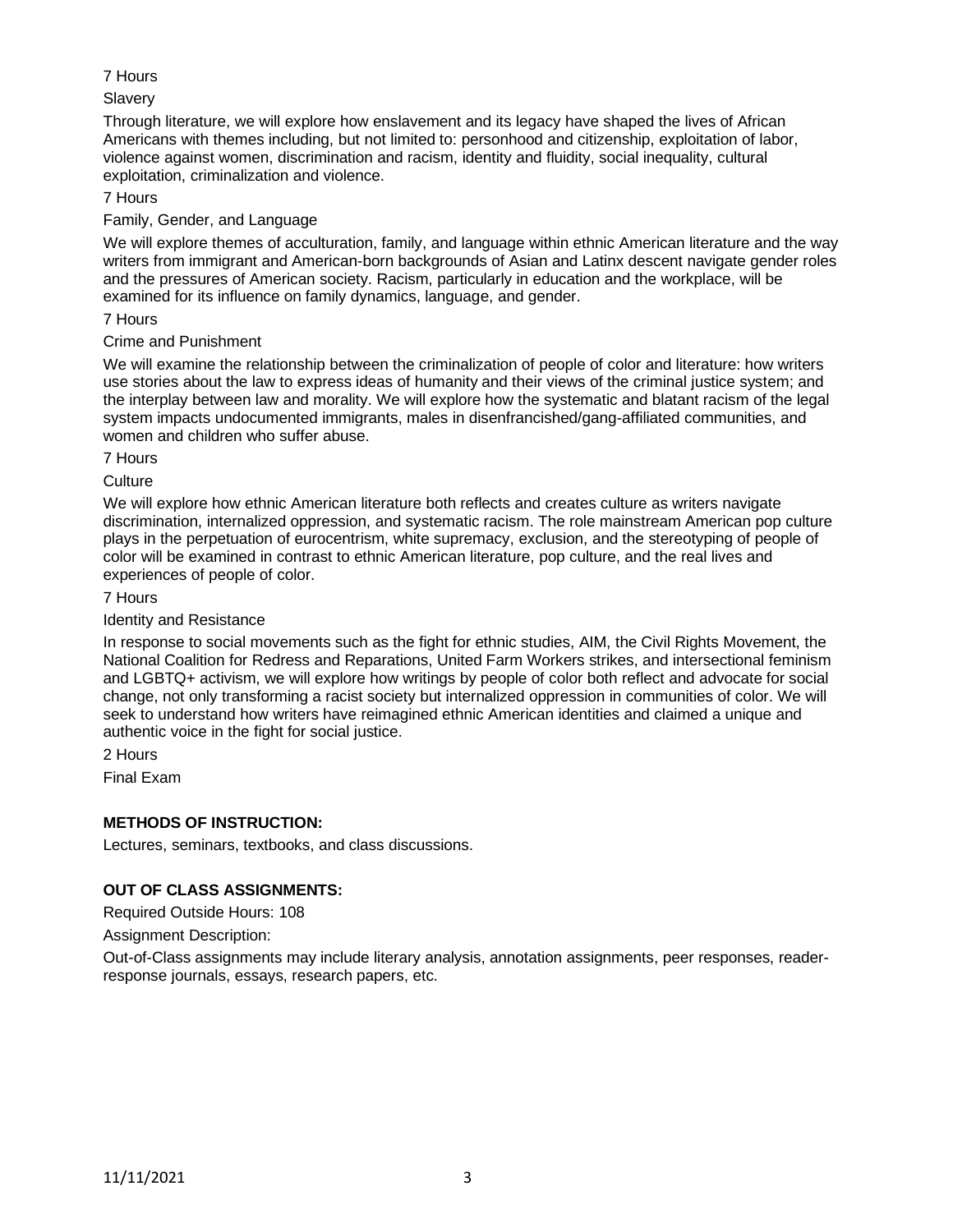7 Hours

Slavery

Through literature, we will explore how enslavement and its legacy have shaped the lives of African Americans with themes including, but not limited to: personhood and citizenship, exploitation of labor, violence against women, discrimination and racism, identity and fluidity, social inequality, cultural exploitation, criminalization and violence.

7 Hours

Family, Gender, and Language

We will explore themes of acculturation, family, and language within ethnic American literature and the way writers from immigrant and American-born backgrounds of Asian and Latinx descent navigate gender roles and the pressures of American society. Racism, particularly in education and the workplace, will be examined for its influence on family dynamics, language, and gender.

7 Hours

Crime and Punishment

We will examine the relationship between the criminalization of people of color and literature: how writers use stories about the law to express ideas of humanity and their views of the criminal justice system; and the interplay between law and morality. We will explore how the systematic and blatant racism of the legal system impacts undocumented immigrants, males in disenfranchised/gang-affiliated communities, and women and children who suffer abuse.

7 Hours

Culture

We will explore how ethnic American literature both reflects and creates culture as writers navigate discrimination, internalized oppression, and systematic racism. The role mainstream American pop culture plays in the perpetuation of eurocentrism, white supremacy, exclusion, and the stereotyping of people of color will be examined in contrast to ethnic American literature, pop culture, and the real lives and experiences of people of color.

7 Hours

Identity and Resistance

In response to social movements such as the fight for ethnic studies, AIM, the Civil Rights Movement, the National Coalition for Redress and Reparations, United Farm Workers strikes, and intersectional feminism and LGBTQ+ activism, we will explore how writings by people of color both reflect and advocate for social change, not only transforming a racist society but internalized oppression in communities of color. We will seek to understand how writers have reimagined ethnic American identities and claimed a unique and authentic voice in the fight for social justice.

2 Hours

Final Exam

**METHODS OF INSTRUCTION:**

Lectures, seminars, textbooks, and class discussions.

**OUT OF CLASS ASSIGNMENTS:**

Required Outside Hours: 108

Assignment Description:

Out-of-Class assignments may include literary analysis, annotation assignments, peer responses, reader-response journals, essays, research papers, etc.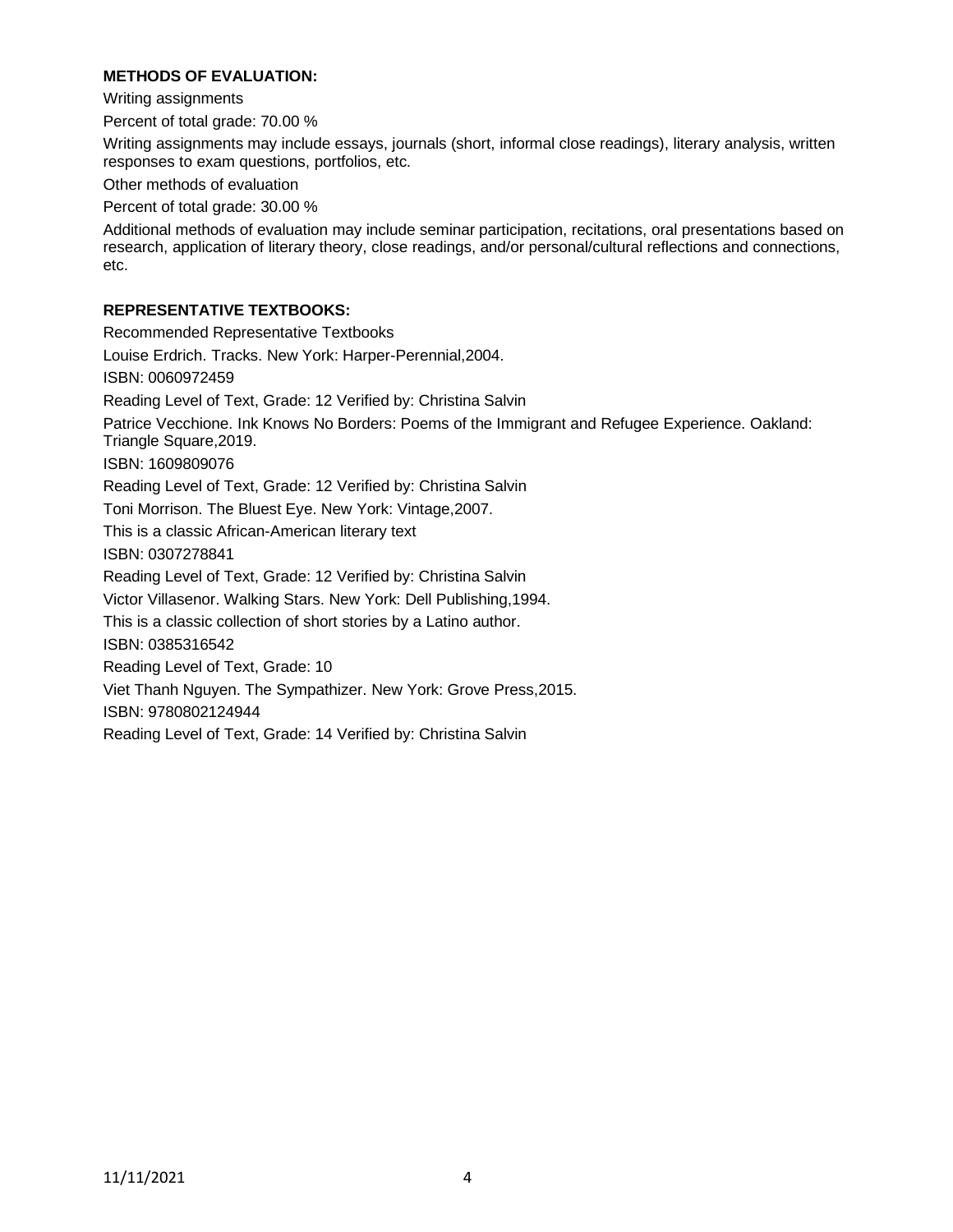**METHODS OF EVALUATION:**

Writing assignments

Percent of total grade: 70.00 %

Writing assignments may include essays, journals (short, informal close readings), literary analysis, written responses to exam questions, portfolios, etc.

Other methods of evaluation

Percent of total grade: 30.00 %

Additional methods of evaluation may include seminar participation, recitations, oral presentations based on research, application of literary theory, close readings, and/or personal/cultural reflections and connections, etc.

**REPRESENTATIVE TEXTBOOKS:**

Recommended Representative Textbooks

Louise Erdrich. Tracks. New York: Harper-Perennial,2004.

ISBN: 0060972459

Reading Level of Text, Grade: 12 Verified by: Christina Salvin

Patrice Vecchione. Ink Knows No Borders: Poems of the Immigrant and Refugee Experience. Oakland: Triangle Square,2019.

ISBN: 1609809076

Reading Level of Text, Grade: 12 Verified by: Christina Salvin

Toni Morrison. The Bluest Eye. New York: Vintage,2007.

This is a classic African-American literary text

ISBN: 0307278841

Reading Level of Text, Grade: 12 Verified by: Christina Salvin

Victor Villasenor. Walking Stars. New York: Dell Publishing,1994.

This is a classic collection of short stories by a Latino author.

ISBN: 0385316542

Reading Level of Text, Grade: 10

Viet Thanh Nguyen. The Sympathizer. New York: Grove Press,2015.

ISBN: 9780802124944

Reading Level of Text, Grade: 14 Verified by: Christina Salvin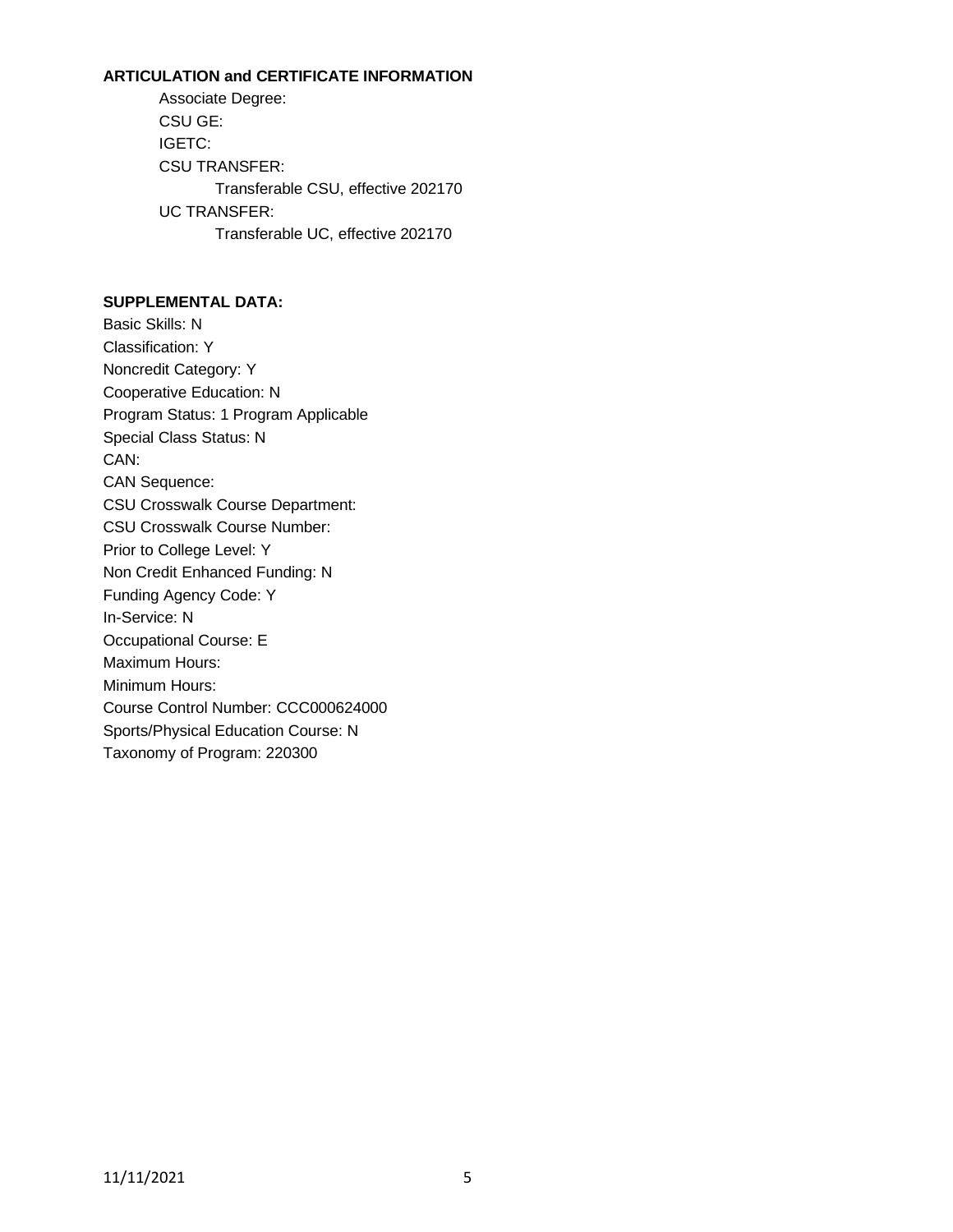**ARTICULATION and CERTIFICATE INFORMATION**

Associate Degree:

CSU GE:

IGETC:

CSU TRANSFER:

Transferable CSU, effective 202170

UC TRANSFER:

Transferable UC, effective 202170

**SUPPLEMENTAL DATA:**

Basic Skills: N
Classification: Y
Noncredit Category: Y
Cooperative Education: N
Program Status: 1 Program Applicable
Special Class Status: N
CAN:
CAN Sequence:
CSU Crosswalk Course Department:
CSU Crosswalk Course Number:
Prior to College Level: Y
Non Credit Enhanced Funding: N
Funding Agency Code: Y
In-Service: N
Occupational Course: E
Maximum Hours:
Minimum Hours:
Course Control Number: CCC000624000
Sports/Physical Education Course: N
Taxonomy of Program: 220300

11/11/2021